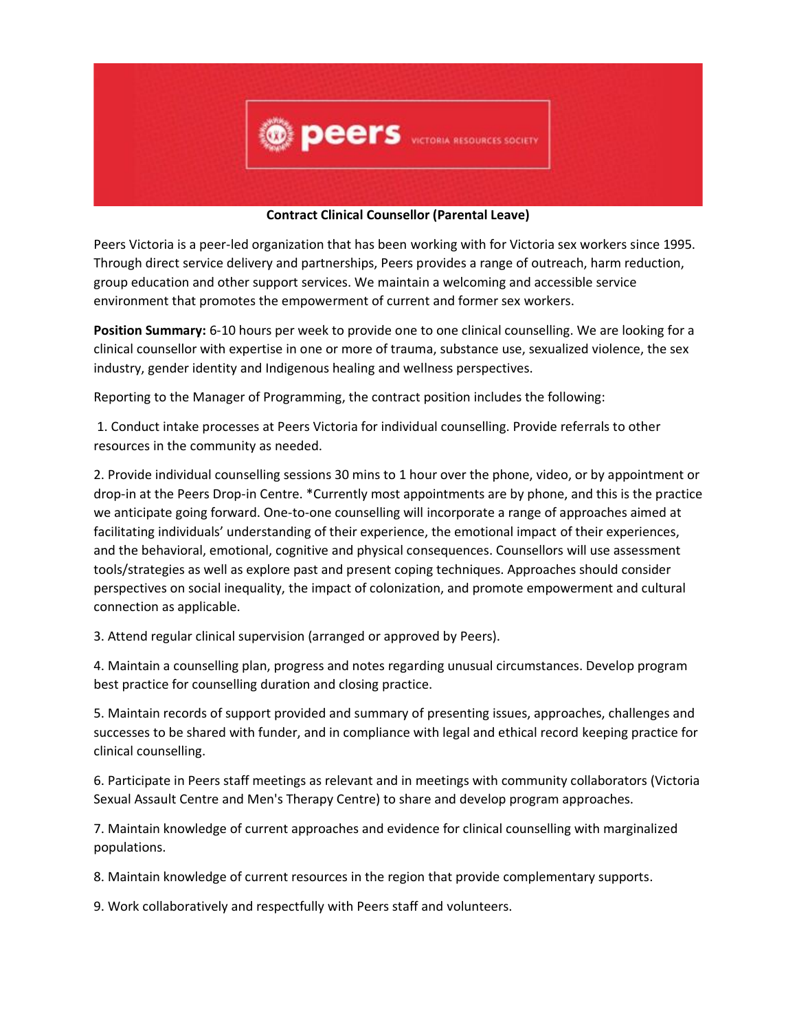peers VICTORIA RESOURCES SOCIETY

**Contract Clinical Counsellor (Parental Leave)**

Peers Victoria is a peer-led organization that has been working with for Victoria sex workers since 1995. Through direct service delivery and partnerships, Peers provides a range of outreach, harm reduction, group education and other support services. We maintain a welcoming and accessible service environment that promotes the empowerment of current and former sex workers.

**Position Summary:** 6-10 hours per week to provide one to one clinical counselling. We are looking for a clinical counsellor with expertise in one or more of trauma, substance use, sexualized violence, the sex industry, gender identity and Indigenous healing and wellness perspectives.

Reporting to the Manager of Programming, the contract position includes the following:

1. Conduct intake processes at Peers Victoria for individual counselling. Provide referrals to other resources in the community as needed.

2. Provide individual counselling sessions 30 mins to 1 hour over the phone, video, or by appointment or drop-in at the Peers Drop-in Centre. *Currently most appointments are by phone, and this is the practice we anticipate going forward. One-to-one counselling will incorporate a range of approaches aimed at facilitating individuals' understanding of their experience, the emotional impact of their experiences, and the behavioral, emotional, cognitive and physical consequences. Counsellors will use assessment tools/strategies as well as explore past and present coping techniques. Approaches should consider perspectives on social inequality, the impact of colonization, and promote empowerment and cultural connection as applicable.

3. Attend regular clinical supervision (arranged or approved by Peers).

4. Maintain a counselling plan, progress and notes regarding unusual circumstances. Develop program best practice for counselling duration and closing practice.

5. Maintain records of support provided and summary of presenting issues, approaches, challenges and successes to be shared with funder, and in compliance with legal and ethical record keeping practice for clinical counselling.

6. Participate in Peers staff meetings as relevant and in meetings with community collaborators (Victoria Sexual Assault Centre and Men's Therapy Centre) to share and develop program approaches.

7. Maintain knowledge of current approaches and evidence for clinical counselling with marginalized populations.

8. Maintain knowledge of current resources in the region that provide complementary supports.

9. Work collaboratively and respectfully with Peers staff and volunteers.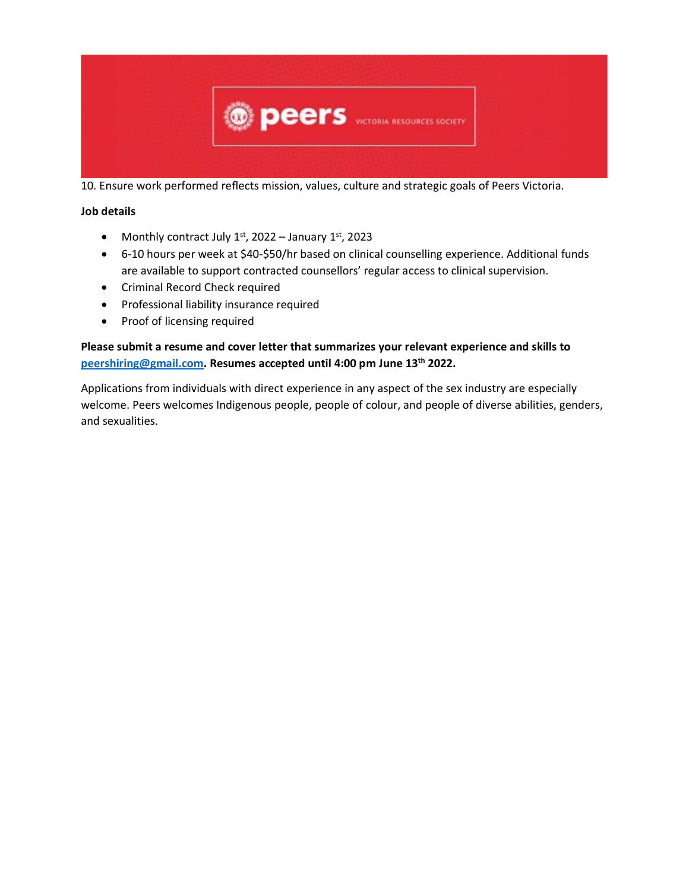10. Ensure work performed reflects mission, values, culture and strategic goals of Peers Victoria.

**Job details**

- Monthly contract July 1st, 2022 – January 1st, 2023
- 6-10 hours per week at $40-$50/hr based on clinical counselling experience. Additional funds are available to support contracted counsellors' regular access to clinical supervision.
- Criminal Record Check required
- Professional liability insurance required
- Proof of licensing required

**Please submit a resume and cover letter that summarizes your relevant experience and skills to peershiring@gmail.com. Resumes accepted until 4:00 pm June 13th 2022.**

Applications from individuals with direct experience in any aspect of the sex industry are especially welcome. Peers welcomes Indigenous people, people of colour, and people of diverse abilities, genders, and sexualities.